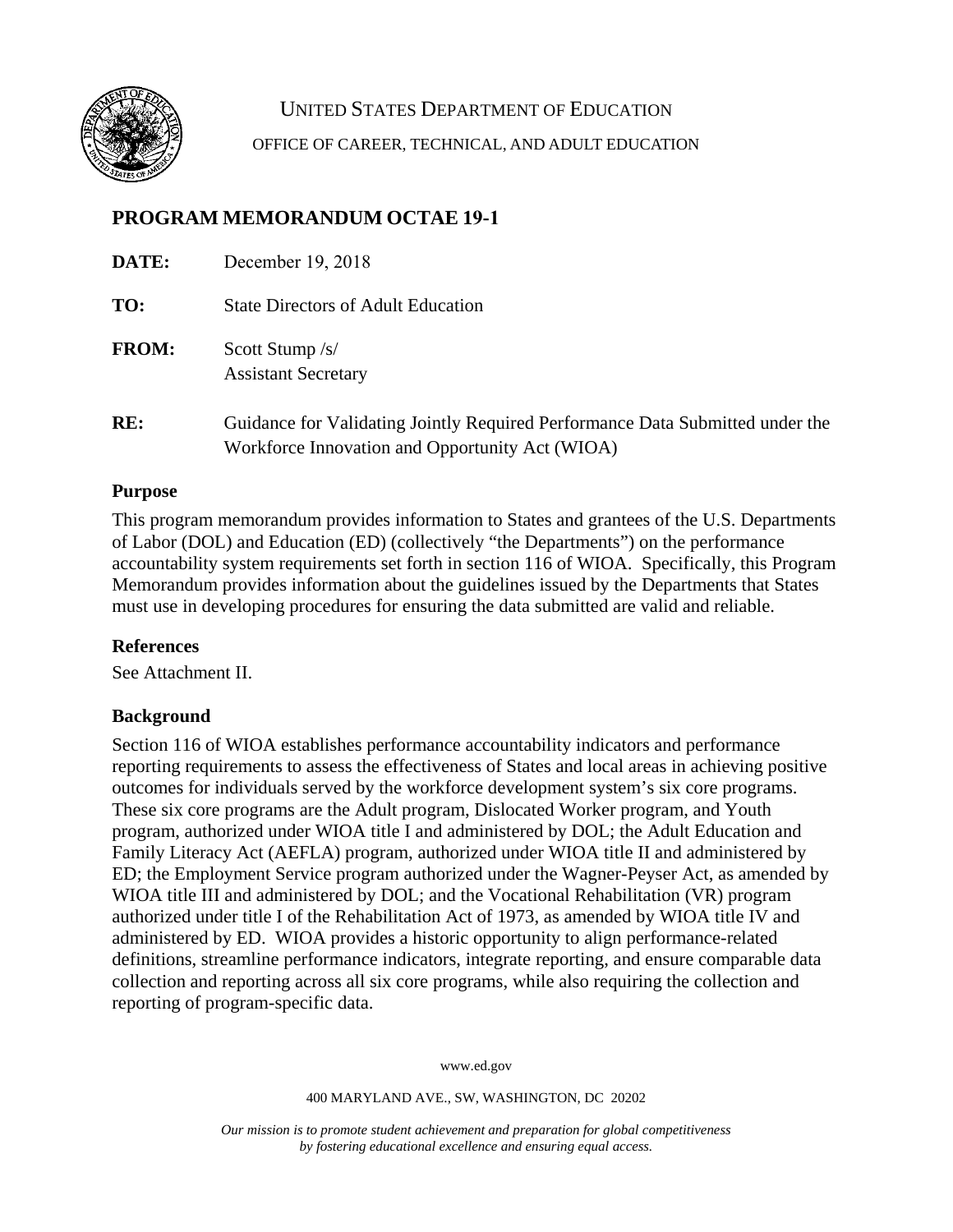UNITED STATES DEPARTMENT OF EDUCATION

OFFICE OF CAREER, TECHNICAL, AND ADULT EDUCATION

## PROGRAM MEMORANDUM OCTAE 19-1

**DATE:** December 19, 2018

**TO:** State Directors of Adult Education

**FROM:** Scott Stump /s/
Assistant Secretary

**RE:** Guidance for Validating Jointly Required Performance Data Submitted under the Workforce Innovation and Opportunity Act (WIOA)

### Purpose

This program memorandum provides information to States and grantees of the U.S. Departments of Labor (DOL) and Education (ED) (collectively "the Departments") on the performance accountability system requirements set forth in section 116 of WIOA. Specifically, this Program Memorandum provides information about the guidelines issued by the Departments that States must use in developing procedures for ensuring the data submitted are valid and reliable.

### References

See Attachment II.

### Background

Section 116 of WIOA establishes performance accountability indicators and performance reporting requirements to assess the effectiveness of States and local areas in achieving positive outcomes for individuals served by the workforce development system's six core programs. These six core programs are the Adult program, Dislocated Worker program, and Youth program, authorized under WIOA title I and administered by DOL; the Adult Education and Family Literacy Act (AEFLA) program, authorized under WIOA title II and administered by ED; the Employment Service program authorized under the Wagner-Peyser Act, as amended by WIOA title III and administered by DOL; and the Vocational Rehabilitation (VR) program authorized under title I of the Rehabilitation Act of 1973, as amended by WIOA title IV and administered by ED. WIOA provides a historic opportunity to align performance-related definitions, streamline performance indicators, integrate reporting, and ensure comparable data collection and reporting across all six core programs, while also requiring the collection and reporting of program-specific data.

www.ed.gov

400 MARYLAND AVE., SW, WASHINGTON, DC 20202

*Our mission is to promote student achievement and preparation for global competitiveness by fostering educational excellence and ensuring equal access.*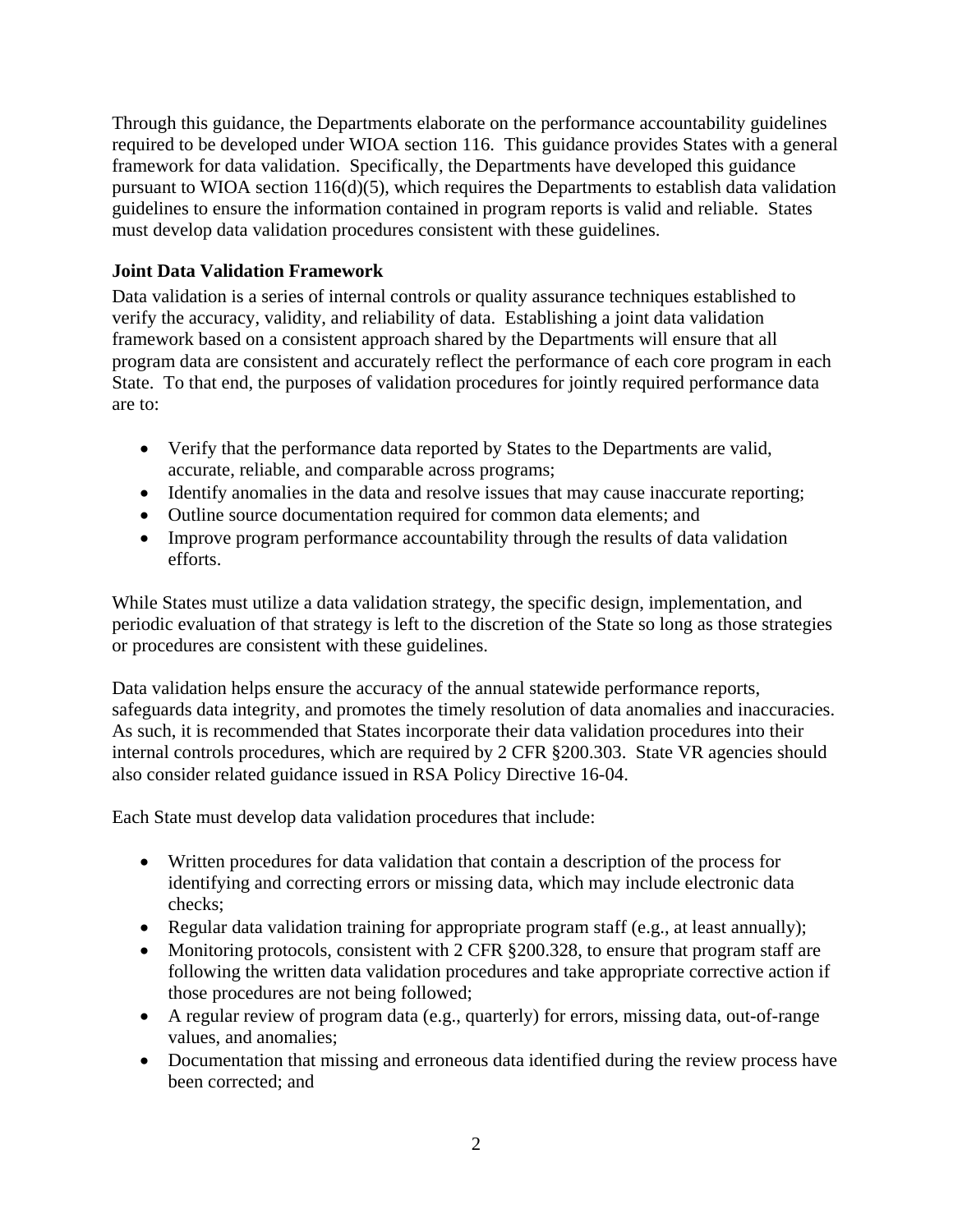Through this guidance, the Departments elaborate on the performance accountability guidelines required to be developed under WIOA section 116. This guidance provides States with a general framework for data validation. Specifically, the Departments have developed this guidance pursuant to WIOA section 116(d)(5), which requires the Departments to establish data validation guidelines to ensure the information contained in program reports is valid and reliable. States must develop data validation procedures consistent with these guidelines.

**Joint Data Validation Framework**

Data validation is a series of internal controls or quality assurance techniques established to verify the accuracy, validity, and reliability of data. Establishing a joint data validation framework based on a consistent approach shared by the Departments will ensure that all program data are consistent and accurately reflect the performance of each core program in each State. To that end, the purposes of validation procedures for jointly required performance data are to:

- Verify that the performance data reported by States to the Departments are valid, accurate, reliable, and comparable across programs;
- Identify anomalies in the data and resolve issues that may cause inaccurate reporting;
- Outline source documentation required for common data elements; and
- Improve program performance accountability through the results of data validation efforts.

While States must utilize a data validation strategy, the specific design, implementation, and periodic evaluation of that strategy is left to the discretion of the State so long as those strategies or procedures are consistent with these guidelines.

Data validation helps ensure the accuracy of the annual statewide performance reports, safeguards data integrity, and promotes the timely resolution of data anomalies and inaccuracies. As such, it is recommended that States incorporate their data validation procedures into their internal controls procedures, which are required by 2 CFR §200.303. State VR agencies should also consider related guidance issued in RSA Policy Directive 16-04.

Each State must develop data validation procedures that include:

- Written procedures for data validation that contain a description of the process for identifying and correcting errors or missing data, which may include electronic data checks;
- Regular data validation training for appropriate program staff (e.g., at least annually);
- Monitoring protocols, consistent with 2 CFR §200.328, to ensure that program staff are following the written data validation procedures and take appropriate corrective action if those procedures are not being followed;
- A regular review of program data (e.g., quarterly) for errors, missing data, out-of-range values, and anomalies;
- Documentation that missing and erroneous data identified during the review process have been corrected; and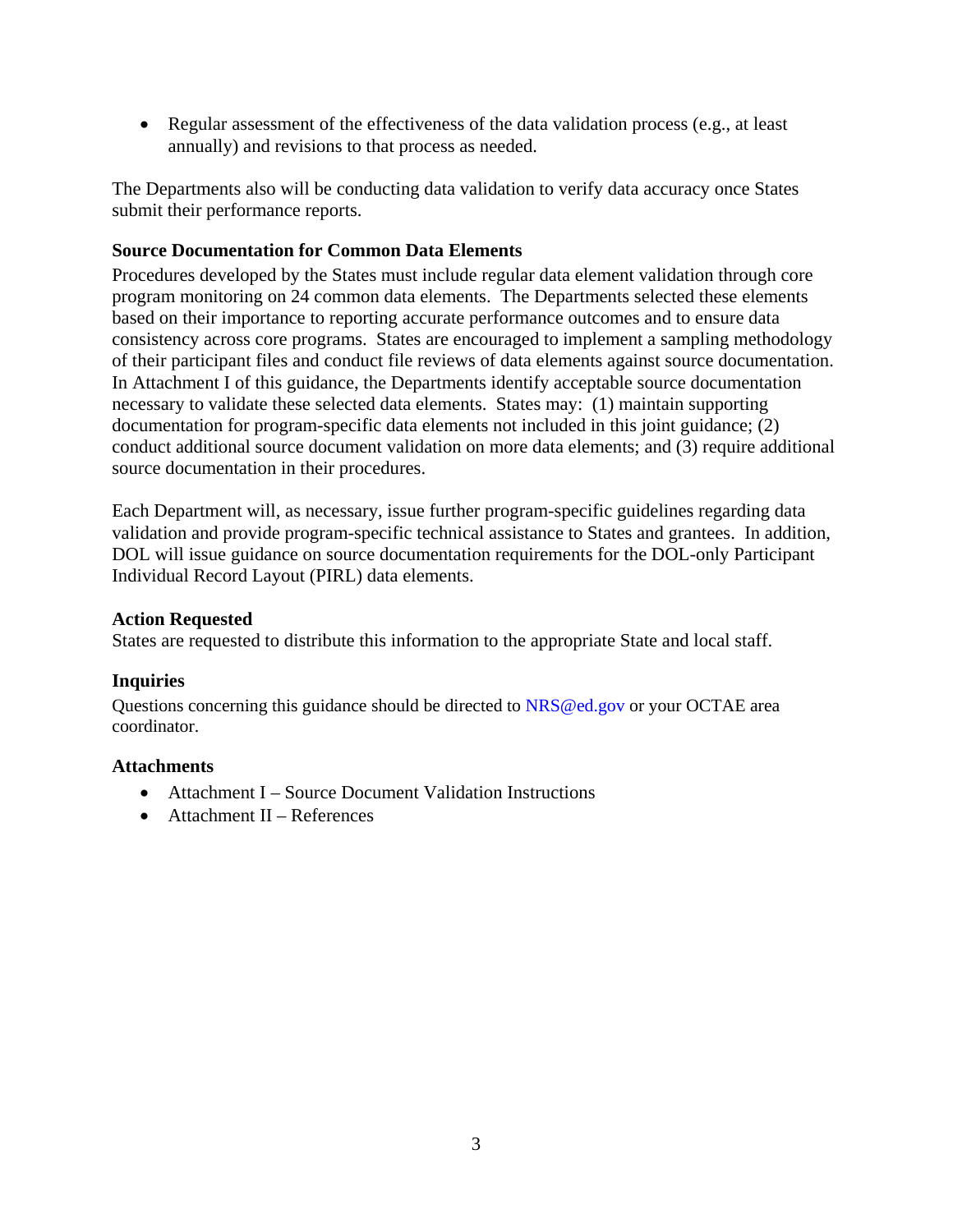- Regular assessment of the effectiveness of the data validation process (e.g., at least annually) and revisions to that process as needed.

The Departments also will be conducting data validation to verify data accuracy once States submit their performance reports.

**Source Documentation for Common Data Elements**

Procedures developed by the States must include regular data element validation through core program monitoring on 24 common data elements. The Departments selected these elements based on their importance to reporting accurate performance outcomes and to ensure data consistency across core programs. States are encouraged to implement a sampling methodology of their participant files and conduct file reviews of data elements against source documentation. In Attachment I of this guidance, the Departments identify acceptable source documentation necessary to validate these selected data elements. States may: (1) maintain supporting documentation for program-specific data elements not included in this joint guidance; (2) conduct additional source document validation on more data elements; and (3) require additional source documentation in their procedures.

Each Department will, as necessary, issue further program-specific guidelines regarding data validation and provide program-specific technical assistance to States and grantees. In addition, DOL will issue guidance on source documentation requirements for the DOL-only Participant Individual Record Layout (PIRL) data elements.

**Action Requested**

States are requested to distribute this information to the appropriate State and local staff.

**Inquiries**

Questions concerning this guidance should be directed to NRS@ed.gov or your OCTAE area coordinator.

**Attachments**

- Attachment I – Source Document Validation Instructions
- Attachment II – References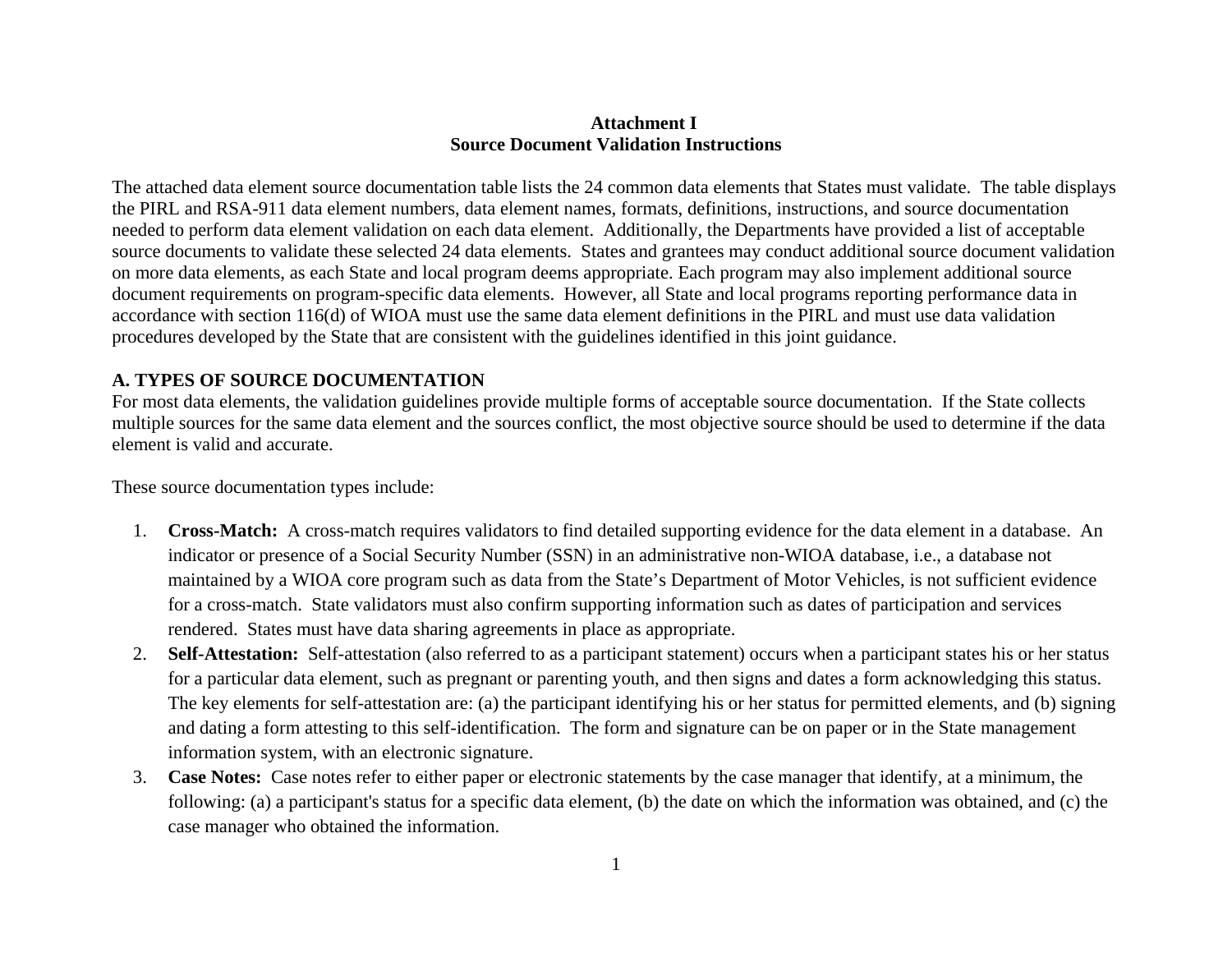**Attachment I**
**Source Document Validation Instructions**

The attached data element source documentation table lists the 24 common data elements that States must validate. The table displays the PIRL and RSA-911 data element numbers, data element names, formats, definitions, instructions, and source documentation needed to perform data element validation on each data element. Additionally, the Departments have provided a list of acceptable source documents to validate these selected 24 data elements. States and grantees may conduct additional source document validation on more data elements, as each State and local program deems appropriate. Each program may also implement additional source document requirements on program-specific data elements. However, all State and local programs reporting performance data in accordance with section 116(d) of WIOA must use the same data element definitions in the PIRL and must use data validation procedures developed by the State that are consistent with the guidelines identified in this joint guidance.

## A. TYPES OF SOURCE DOCUMENTATION

For most data elements, the validation guidelines provide multiple forms of acceptable source documentation. If the State collects multiple sources for the same data element and the sources conflict, the most objective source should be used to determine if the data element is valid and accurate.

These source documentation types include:

1. **Cross-Match:** A cross-match requires validators to find detailed supporting evidence for the data element in a database. An indicator or presence of a Social Security Number (SSN) in an administrative non-WIOA database, i.e., a database not maintained by a WIOA core program such as data from the State's Department of Motor Vehicles, is not sufficient evidence for a cross-match. State validators must also confirm supporting information such as dates of participation and services rendered. States must have data sharing agreements in place as appropriate.
2. **Self-Attestation:** Self-attestation (also referred to as a participant statement) occurs when a participant states his or her status for a particular data element, such as pregnant or parenting youth, and then signs and dates a form acknowledging this status. The key elements for self-attestation are: (a) the participant identifying his or her status for permitted elements, and (b) signing and dating a form attesting to this self-identification. The form and signature can be on paper or in the State management information system, with an electronic signature.
3. **Case Notes:** Case notes refer to either paper or electronic statements by the case manager that identify, at a minimum, the following: (a) a participant's status for a specific data element, (b) the date on which the information was obtained, and (c) the case manager who obtained the information.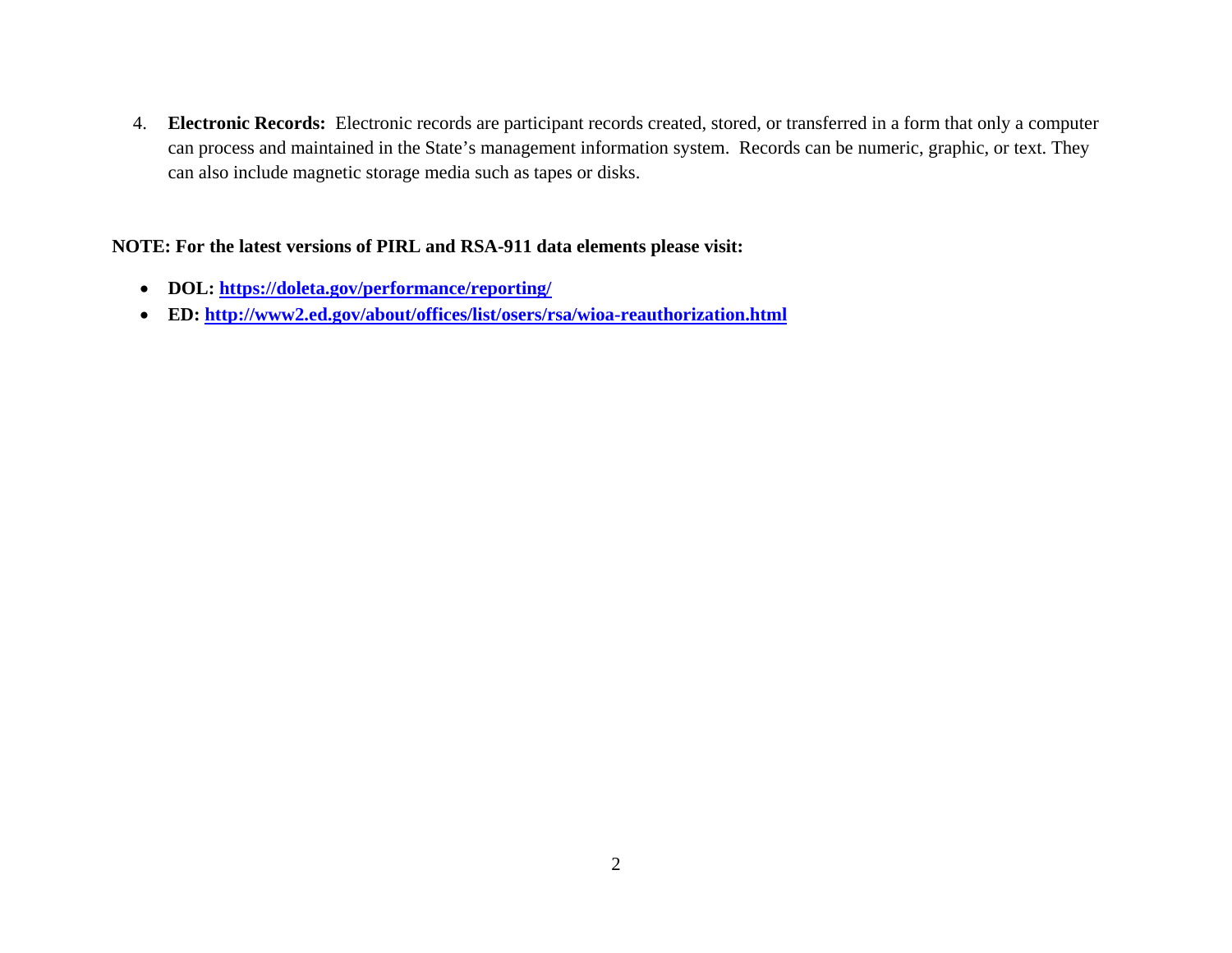4. **Electronic Records:** Electronic records are participant records created, stored, or transferred in a form that only a computer can process and maintained in the State's management information system. Records can be numeric, graphic, or text. They can also include magnetic storage media such as tapes or disks.

**NOTE: For the latest versions of PIRL and RSA-911 data elements please visit:**

- **DOL: [https://doleta.gov/performance/reporting/](https://doleta.gov/performance/reporting/)**
- **ED: [http://www2.ed.gov/about/offices/list/osers/rsa/wioa-reauthorization.html](http://www2.ed.gov/about/offices/list/osers/rsa/wioa-reauthorization.html)**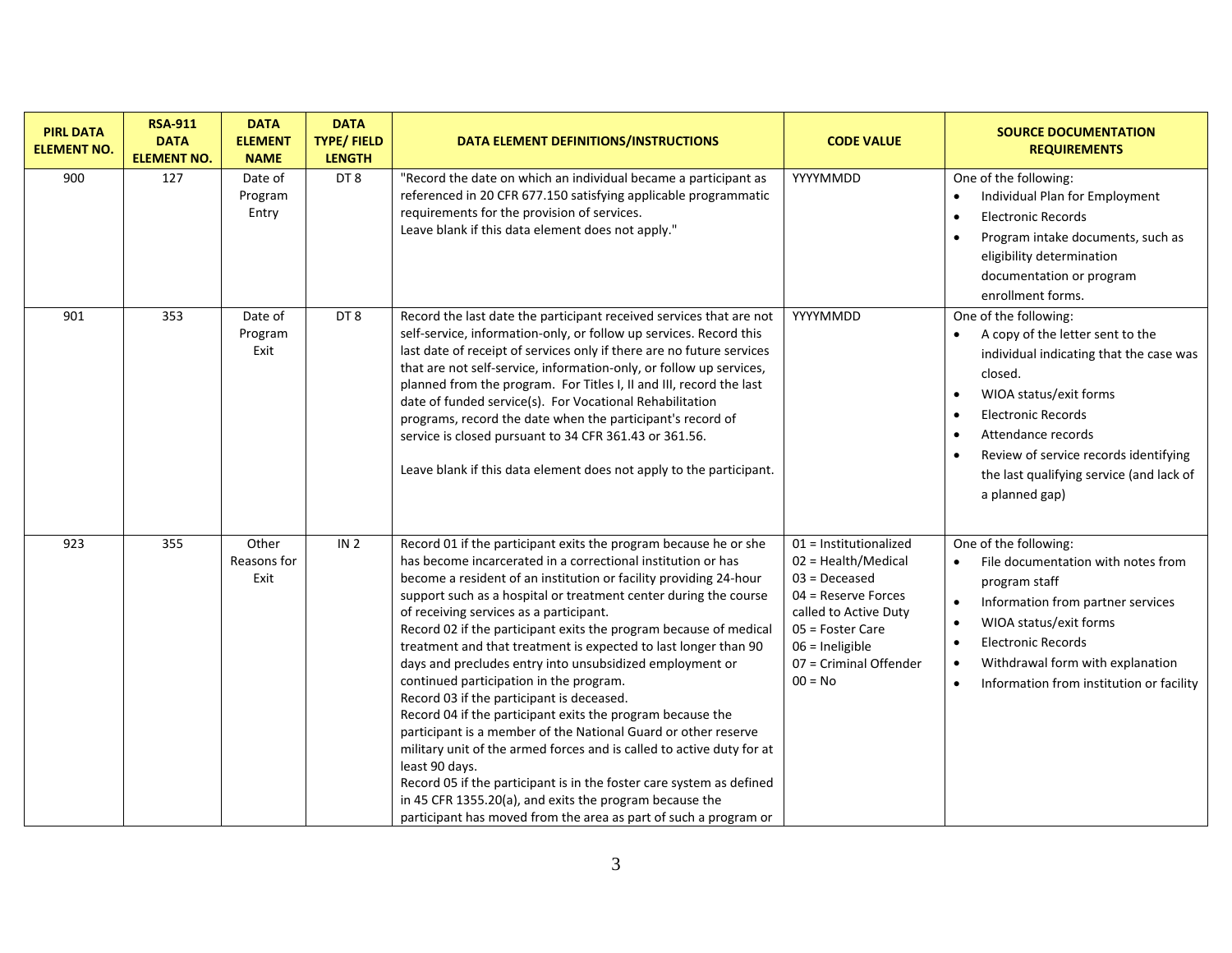| PIRL DATA ELEMENT NO. | RSA-911 DATA ELEMENT NO. | DATA ELEMENT NAME | DATA TYPE/ FIELD LENGTH | DATA ELEMENT DEFINITIONS/INSTRUCTIONS | CODE VALUE | SOURCE DOCUMENTATION REQUIREMENTS |
|---|---|---|---|---|---|---|
| 900 | 127 | Date of Program Entry | DT 8 | "Record the date on which an individual became a participant as referenced in 20 CFR 677.150 satisfying applicable programmatic requirements for the provision of services.<br>Leave blank if this data element does not apply." | YYYYMMDD | One of the following:<br>• Individual Plan for Employment<br>• Electronic Records<br>• Program intake documents, such as eligibility determination documentation or program enrollment forms. |
| 901 | 353 | Date of Program Exit | DT 8 | Record the last date the participant received services that are not self-service, information-only, or follow up services. Record this last date of receipt of services only if there are no future services that are not self-service, information-only, or follow up services, planned from the program. For Titles I, II and III, record the last date of funded service(s). For Vocational Rehabilitation programs, record the date when the participant's record of service is closed pursuant to 34 CFR 361.43 or 361.56.<br><br>Leave blank if this data element does not apply to the participant. | YYYYMMDD | One of the following:<br>• A copy of the letter sent to the individual indicating that the case was closed.<br>• WIOA status/exit forms<br>• Electronic Records<br>• Attendance records<br>• Review of service records identifying the last qualifying service (and lack of a planned gap) |
| 923 | 355 | Other Reasons for Exit | IN 2 | Record 01 if the participant exits the program because he or she has become incarcerated in a correctional institution or has become a resident of an institution or facility providing 24-hour support such as a hospital or treatment center during the course of receiving services as a participant.<br>Record 02 if the participant exits the program because of medical treatment and that treatment is expected to last longer than 90 days and precludes entry into unsubsidized employment or continued participation in the program.<br>Record 03 if the participant is deceased.<br>Record 04 if the participant exits the program because the participant is a member of the National Guard or other reserve military unit of the armed forces and is called to active duty for at least 90 days.<br>Record 05 if the participant is in the foster care system as defined in 45 CFR 1355.20(a), and exits the program because the participant has moved from the area as part of such a program or | 01 = Institutionalized<br>02 = Health/Medical<br>03 = Deceased<br>04 = Reserve Forces called to Active Duty<br>05 = Foster Care<br>06 = Ineligible<br>07 = Criminal Offender<br>00 = No | One of the following:<br>• File documentation with notes from program staff<br>• Information from partner services<br>• WIOA status/exit forms<br>• Electronic Records<br>• Withdrawal form with explanation<br>• Information from institution or facility |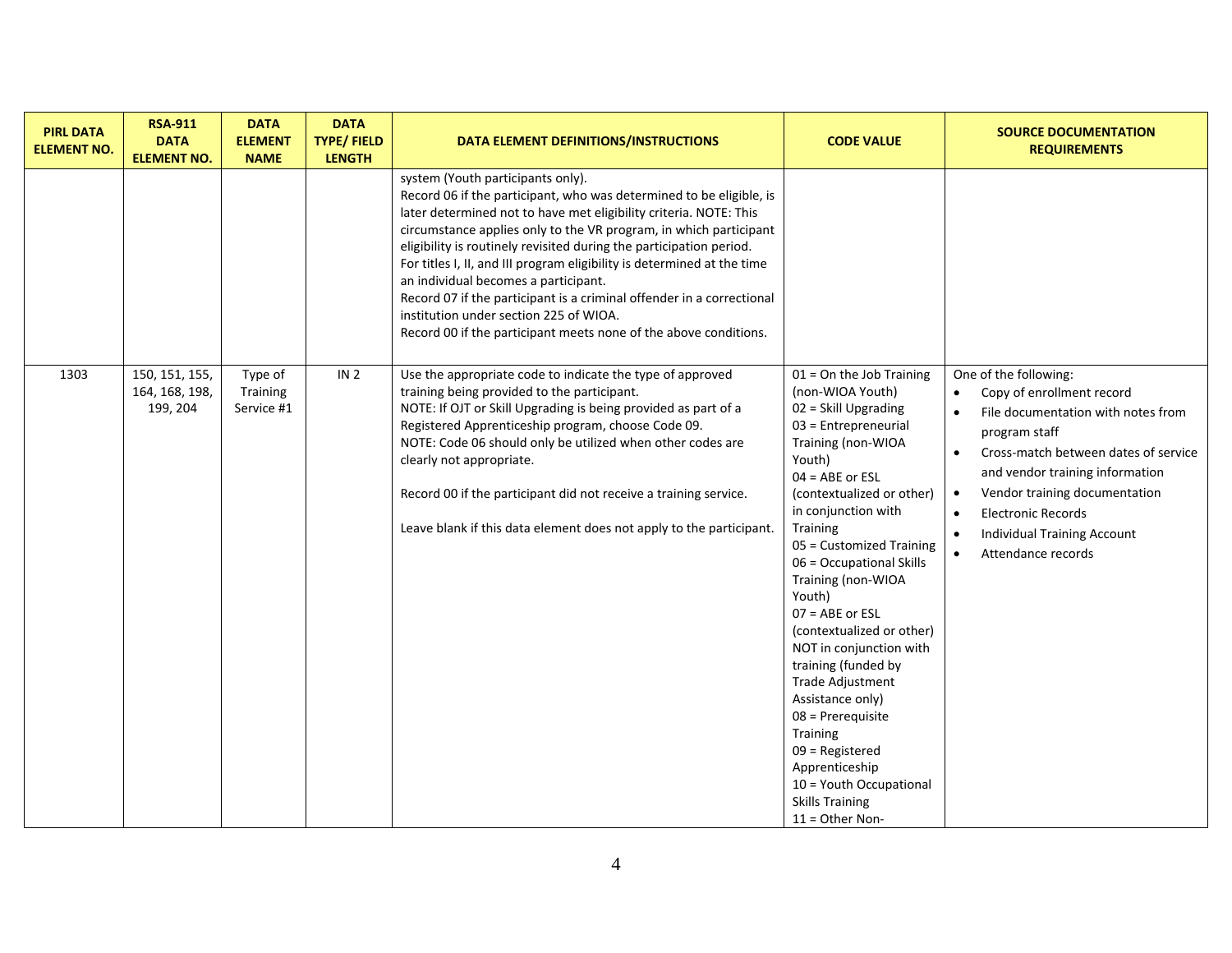| PIRL DATA ELEMENT NO. | RSA-911 DATA ELEMENT NO. | DATA ELEMENT NAME | DATA TYPE/ FIELD LENGTH | DATA ELEMENT DEFINITIONS/INSTRUCTIONS | CODE VALUE | SOURCE DOCUMENTATION REQUIREMENTS |
|---|---|---|---|---|---|---|
| | | | | system (Youth participants only).<br>Record 06 if the participant, who was determined to be eligible, is later determined not to have met eligibility criteria. NOTE: This circumstance applies only to the VR program, in which participant eligibility is routinely revisited during the participation period. For titles I, II, and III program eligibility is determined at the time an individual becomes a participant.<br>Record 07 if the participant is a criminal offender in a correctional institution under section 225 of WIOA.<br>Record 00 if the participant meets none of the above conditions. | | |
| 1303 | 150, 151, 155, 164, 168, 198, 199, 204 | Type of Training Service #1 | IN 2 | Use the appropriate code to indicate the type of approved training being provided to the participant.<br>NOTE: If OJT or Skill Upgrading is being provided as part of a Registered Apprenticeship program, choose Code 09.<br>NOTE: Code 06 should only be utilized when other codes are clearly not appropriate.<br><br>Record 00 if the participant did not receive a training service.<br><br>Leave blank if this data element does not apply to the participant. | 01 = On the Job Training (non-WIOA Youth)<br>02 = Skill Upgrading<br>03 = Entrepreneurial Training (non-WIOA Youth)<br>04 = ABE or ESL (contextualized or other) in conjunction with Training<br>05 = Customized Training<br>06 = Occupational Skills Training (non-WIOA Youth)<br>07 = ABE or ESL (contextualized or other) NOT in conjunction with training (funded by Trade Adjustment Assistance only)<br>08 = Prerequisite Training<br>09 = Registered Apprenticeship<br>10 = Youth Occupational Skills Training<br>11 = Other Non- | One of the following:<br>• Copy of enrollment record<br>• File documentation with notes from program staff<br>• Cross-match between dates of service and vendor training information<br>• Vendor training documentation<br>• Electronic Records<br>• Individual Training Account<br>• Attendance records |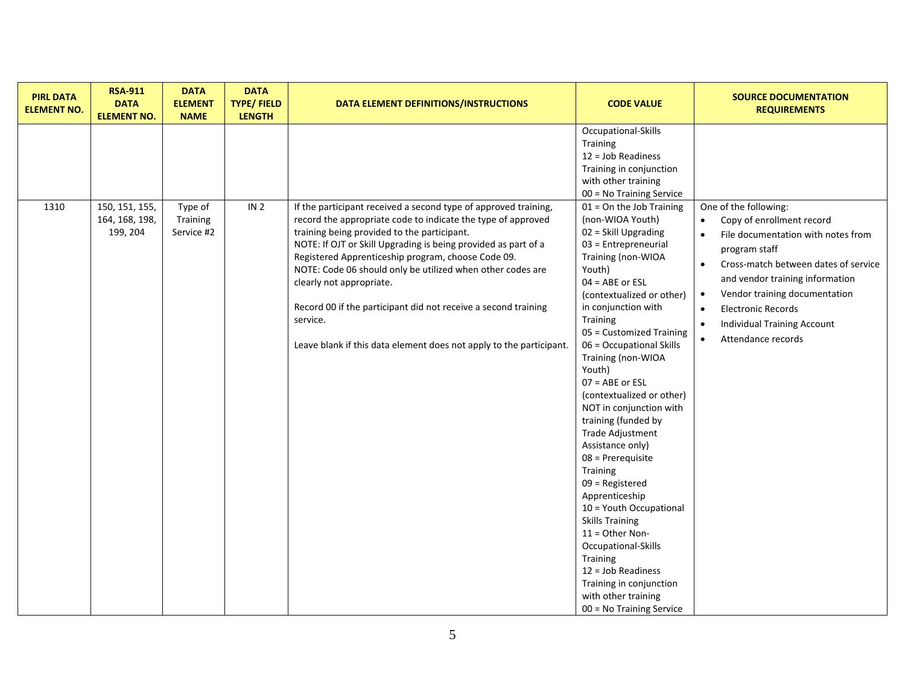| PIRL DATA ELEMENT NO. | RSA-911 DATA ELEMENT NO. | DATA ELEMENT NAME | DATA TYPE/ FIELD LENGTH | DATA ELEMENT DEFINITIONS/INSTRUCTIONS | CODE VALUE | SOURCE DOCUMENTATION REQUIREMENTS |
|---|---|---|---|---|---|---|
| | | | | | Occupational-Skills Training<br>12 = Job Readiness Training in conjunction with other training<br>00 = No Training Service | |
| 1310 | 150, 151, 155, 164, 168, 198, 199, 204 | Type of Training Service #2 | IN 2 | If the participant received a second type of approved training, record the appropriate code to indicate the type of approved training being provided to the participant.<br>NOTE: If OJT or Skill Upgrading is being provided as part of a Registered Apprenticeship program, choose Code 09.<br>NOTE: Code 06 should only be utilized when other codes are clearly not appropriate.<br><br>Record 00 if the participant did not receive a second training service.<br><br>Leave blank if this data element does not apply to the participant. | 01 = On the Job Training (non-WIOA Youth)<br>02 = Skill Upgrading<br>03 = Entrepreneurial Training (non-WIOA Youth)<br>04 = ABE or ESL (contextualized or other) in conjunction with Training<br>05 = Customized Training<br>06 = Occupational Skills Training (non-WIOA Youth)<br>07 = ABE or ESL (contextualized or other) NOT in conjunction with training (funded by Trade Adjustment Assistance only)<br>08 = Prerequisite Training<br>09 = Registered Apprenticeship<br>10 = Youth Occupational Skills Training<br>11 = Other Non-Occupational-Skills Training<br>12 = Job Readiness Training in conjunction with other training<br>00 = No Training Service | One of the following:<br>• Copy of enrollment record<br>• File documentation with notes from program staff<br>• Cross-match between dates of service and vendor training information<br>• Vendor training documentation<br>• Electronic Records<br>• Individual Training Account<br>• Attendance records |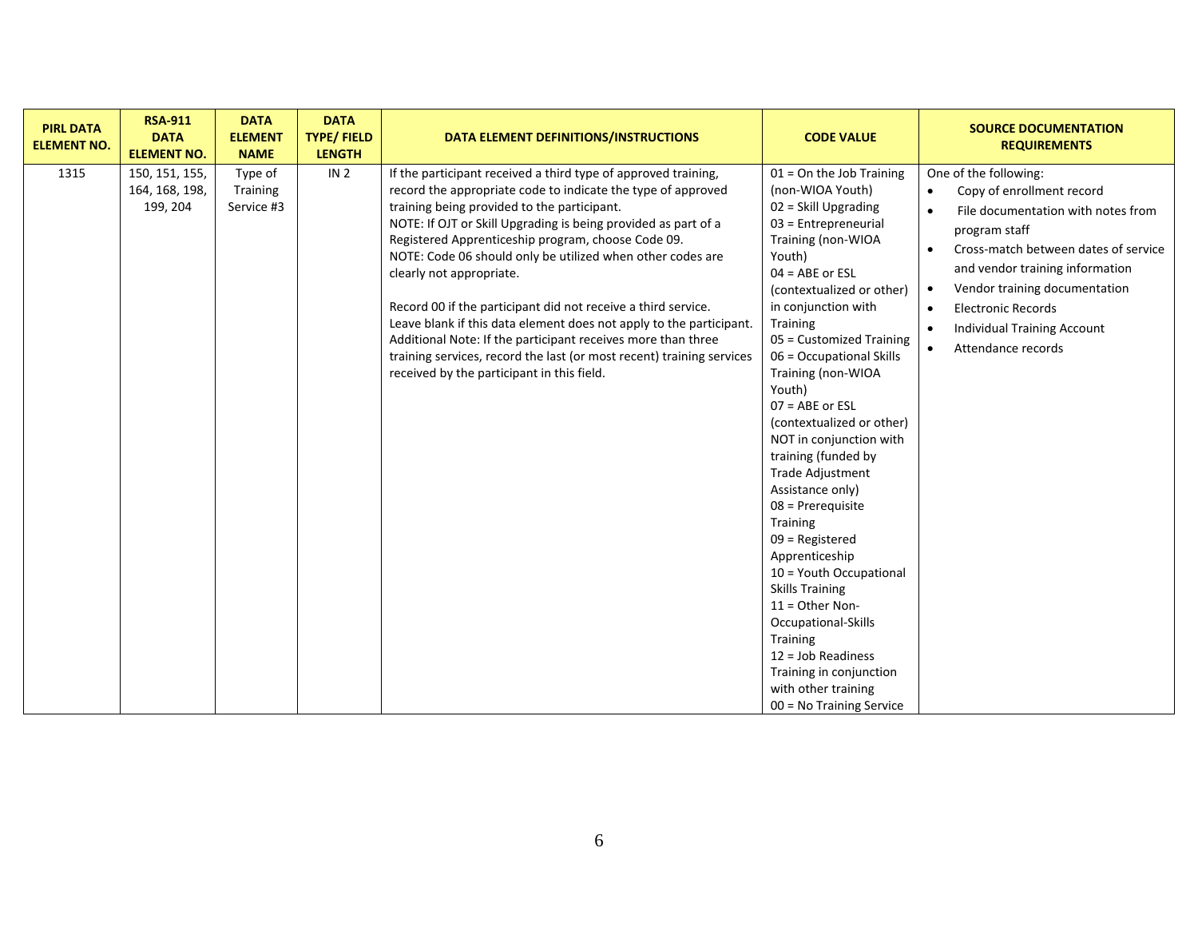| PIRL DATA ELEMENT NO. | RSA-911 DATA ELEMENT NO. | DATA ELEMENT NAME | DATA TYPE/ FIELD LENGTH | DATA ELEMENT DEFINITIONS/INSTRUCTIONS | CODE VALUE | SOURCE DOCUMENTATION REQUIREMENTS |
|---|---|---|---|---|---|---|
| 1315 | 150, 151, 155, 164, 168, 198, 199, 204 | Type of Training Service #3 | IN 2 | If the participant received a third type of approved training, record the appropriate code to indicate the type of approved training being provided to the participant.<br>NOTE: If OJT or Skill Upgrading is being provided as part of a Registered Apprenticeship program, choose Code 09.<br>NOTE: Code 06 should only be utilized when other codes are clearly not appropriate.<br><br>Record 00 if the participant did not receive a third service.<br>Leave blank if this data element does not apply to the participant.<br>Additional Note: If the participant receives more than three training services, record the last (or most recent) training services received by the participant in this field. | 01 = On the Job Training (non-WIOA Youth)<br>02 = Skill Upgrading<br>03 = Entrepreneurial Training (non-WIOA Youth)<br>04 = ABE or ESL (contextualized or other) in conjunction with Training<br>05 = Customized Training<br>06 = Occupational Skills Training (non-WIOA Youth)<br>07 = ABE or ESL (contextualized or other) NOT in conjunction with training (funded by Trade Adjustment Assistance only)<br>08 = Prerequisite Training<br>09 = Registered Apprenticeship<br>10 = Youth Occupational Skills Training<br>11 = Other Non-Occupational-Skills Training<br>12 = Job Readiness Training in conjunction with other training<br>00 = No Training Service | One of the following:<br>• Copy of enrollment record<br>• File documentation with notes from program staff<br>• Cross-match between dates of service and vendor training information<br>• Vendor training documentation<br>• Electronic Records<br>• Individual Training Account<br>• Attendance records |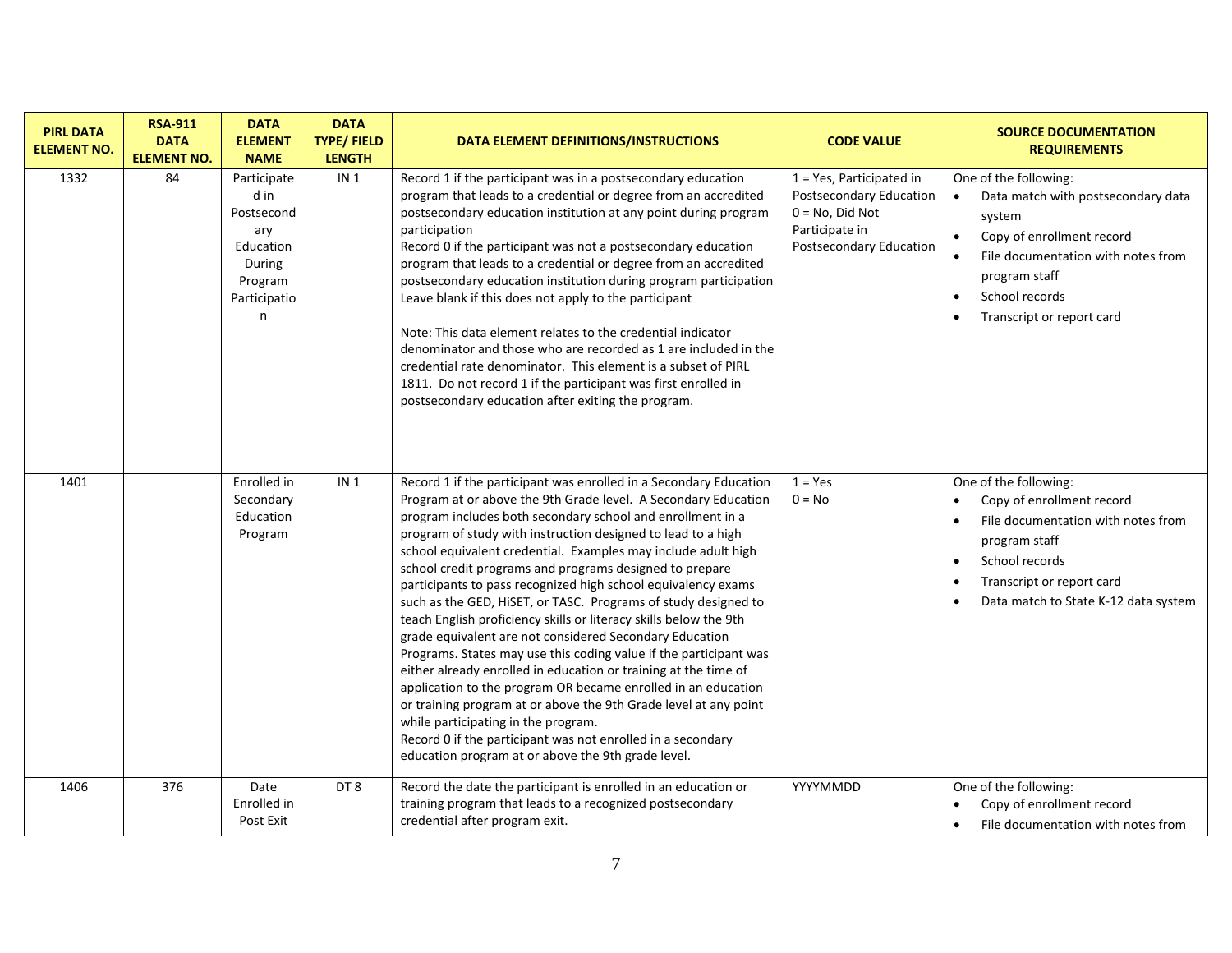| PIRL DATA ELEMENT NO. | RSA-911 DATA ELEMENT NO. | DATA ELEMENT NAME | DATA TYPE/ FIELD LENGTH | DATA ELEMENT DEFINITIONS/INSTRUCTIONS | CODE VALUE | SOURCE DOCUMENTATION REQUIREMENTS |
|---|---|---|---|---|---|---|
| 1332 | 84 | Participated in Postsecondary Education During Program Participation | IN 1 | Record 1 if the participant was in a postsecondary education program that leads to a credential or degree from an accredited postsecondary education institution at any point during program participation<br>Record 0 if the participant was not a postsecondary education program that leads to a credential or degree from an accredited postsecondary education institution during program participation<br>Leave blank if this does not apply to the participant<br><br>Note: This data element relates to the credential indicator denominator and those who are recorded as 1 are included in the credential rate denominator. This element is a subset of PIRL 1811. Do not record 1 if the participant was first enrolled in postsecondary education after exiting the program. | 1 = Yes, Participated in Postsecondary Education<br>0 = No, Did Not Participate in Postsecondary Education | One of the following:<br>• Data match with postsecondary data system<br>• Copy of enrollment record<br>• File documentation with notes from program staff<br>• School records<br>• Transcript or report card |
| 1401 | | Enrolled in Secondary Education Program | IN 1 | Record 1 if the participant was enrolled in a Secondary Education Program at or above the 9th Grade level. A Secondary Education program includes both secondary school and enrollment in a program of study with instruction designed to lead to a high school equivalent credential. Examples may include adult high school credit programs and programs designed to prepare participants to pass recognized high school equivalency exams such as the GED, HiSET, or TASC. Programs of study designed to teach English proficiency skills or literacy skills below the 9th grade equivalent are not considered Secondary Education Programs. States may use this coding value if the participant was either already enrolled in education or training at the time of application to the program OR became enrolled in an education or training program at or above the 9th Grade level at any point while participating in the program.<br>Record 0 if the participant was not enrolled in a secondary education program at or above the 9th grade level. | 1 = Yes<br>0 = No | One of the following:<br>• Copy of enrollment record<br>• File documentation with notes from program staff<br>• School records<br>• Transcript or report card<br>• Data match to State K-12 data system |
| 1406 | 376 | Date Enrolled in Post Exit | DT 8 | Record the date the participant is enrolled in an education or training program that leads to a recognized postsecondary credential after program exit. | YYYYMMDD | One of the following:<br>• Copy of enrollment record<br>• File documentation with notes from |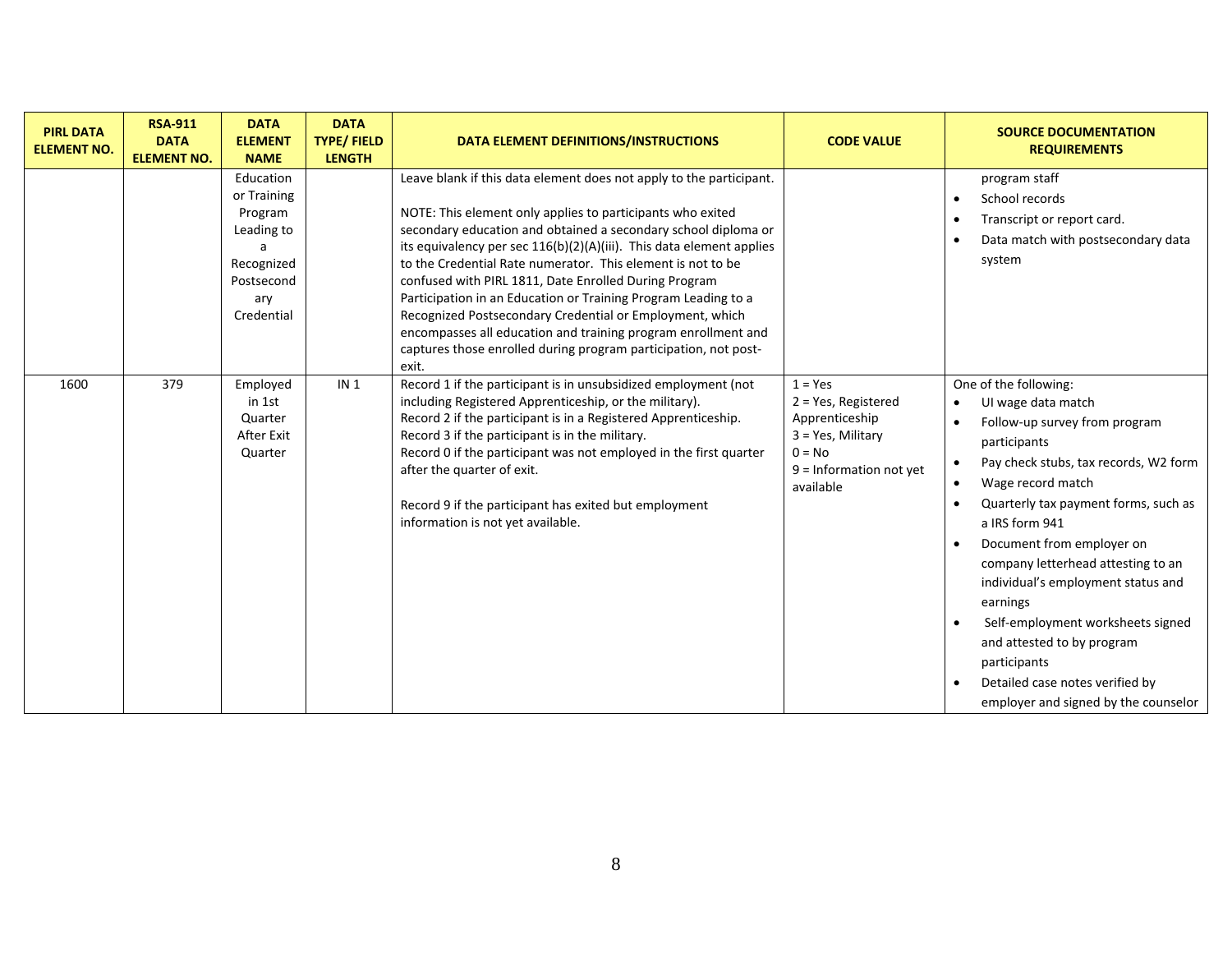| PIRL DATA ELEMENT NO. | RSA-911 DATA ELEMENT NO. | DATA ELEMENT NAME | DATA TYPE/ FIELD LENGTH | DATA ELEMENT DEFINITIONS/INSTRUCTIONS | CODE VALUE | SOURCE DOCUMENTATION REQUIREMENTS |
|---|---|---|---|---|---|---|
| | | Education or Training Program Leading to a Recognized Postsecondary Credential | | Leave blank if this data element does not apply to the participant.<br><br>NOTE: This element only applies to participants who exited secondary education and obtained a secondary school diploma or its equivalency per sec 116(b)(2)(A)(iii). This data element applies to the Credential Rate numerator. This element is not to be confused with PIRL 1811, Date Enrolled During Program Participation in an Education or Training Program Leading to a Recognized Postsecondary Credential or Employment, which encompasses all education and training program enrollment and captures those enrolled during program participation, not post-exit. | | program staff<br>• School records<br>• Transcript or report card.<br>• Data match with postsecondary data system |
| 1600 | 379 | Employed in 1st Quarter After Exit Quarter | IN 1 | Record 1 if the participant is in unsubsidized employment (not including Registered Apprenticeship, or the military).<br>Record 2 if the participant is in a Registered Apprenticeship.<br>Record 3 if the participant is in the military.<br>Record 0 if the participant was not employed in the first quarter after the quarter of exit.<br><br>Record 9 if the participant has exited but employment information is not yet available. | 1 = Yes<br>2 = Yes, Registered Apprenticeship<br>3 = Yes, Military<br>0 = No<br>9 = Information not yet available | One of the following:<br>• UI wage data match<br>• Follow-up survey from program participants<br>• Pay check stubs, tax records, W2 form<br>• Wage record match<br>• Quarterly tax payment forms, such as a IRS form 941<br>• Document from employer on company letterhead attesting to an individual's employment status and earnings<br>• Self-employment worksheets signed and attested to by program participants<br>• Detailed case notes verified by employer and signed by the counselor |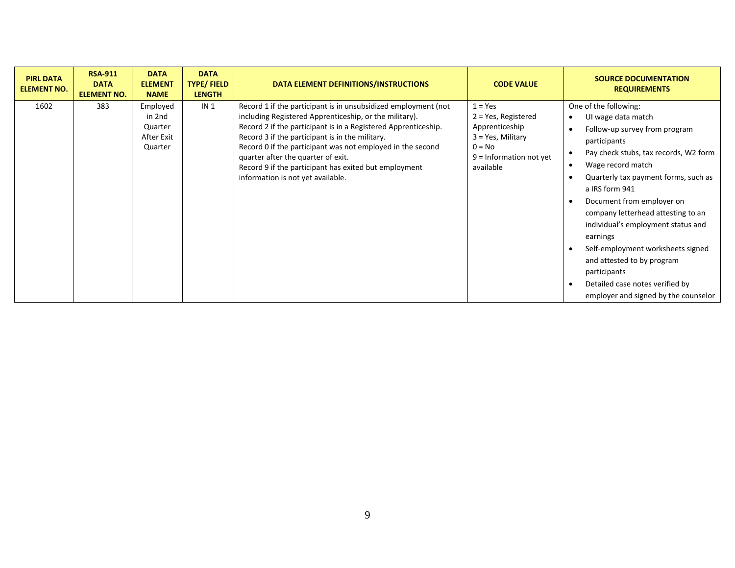| PIRL DATA ELEMENT NO. | RSA-911 DATA ELEMENT NO. | DATA ELEMENT NAME | DATA TYPE/ FIELD LENGTH | DATA ELEMENT DEFINITIONS/INSTRUCTIONS | CODE VALUE | SOURCE DOCUMENTATION REQUIREMENTS |
| --- | --- | --- | --- | --- | --- | --- |
| 1602 | 383 | Employed in 2nd Quarter After Exit Quarter | IN 1 | Record 1 if the participant is in unsubsidized employment (not including Registered Apprenticeship, or the military).<br>Record 2 if the participant is in a Registered Apprenticeship.<br>Record 3 if the participant is in the military.<br>Record 0 if the participant was not employed in the second quarter after the quarter of exit.<br>Record 9 if the participant has exited but employment information is not yet available. | 1 = Yes<br>2 = Yes, Registered Apprenticeship<br>3 = Yes, Military<br>0 = No<br>9 = Information not yet available | One of the following:<br>• UI wage data match<br>• Follow-up survey from program participants<br>• Pay check stubs, tax records, W2 form<br>• Wage record match<br>• Quarterly tax payment forms, such as a IRS form 941<br>• Document from employer on company letterhead attesting to an individual's employment status and earnings<br>• Self-employment worksheets signed and attested to by program participants<br>• Detailed case notes verified by employer and signed by the counselor |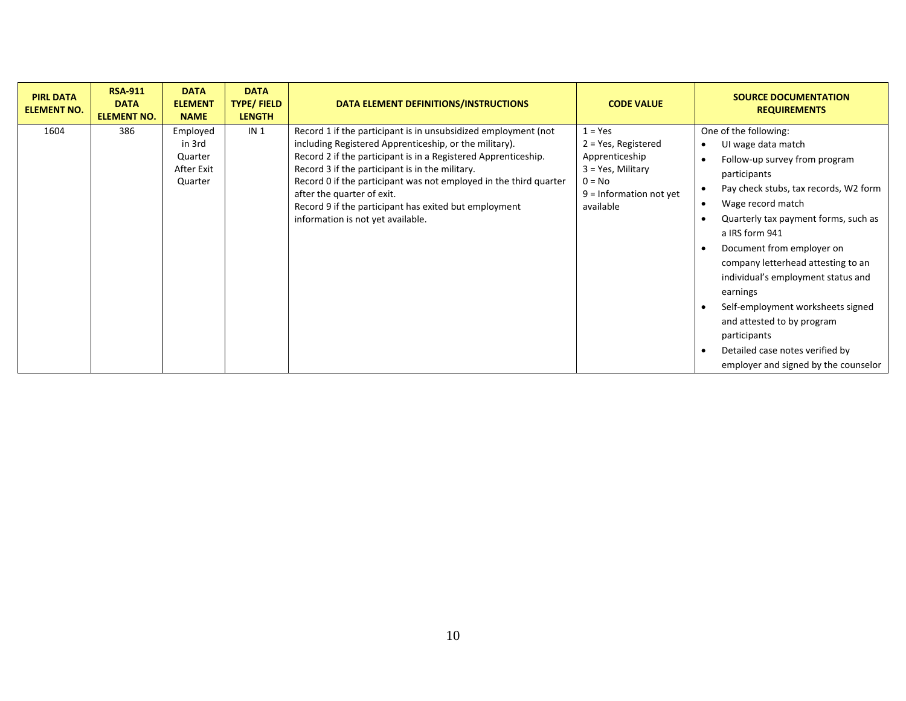| PIRL DATA ELEMENT NO. | RSA-911 DATA ELEMENT NO. | DATA ELEMENT NAME | DATA TYPE/ FIELD LENGTH | DATA ELEMENT DEFINITIONS/INSTRUCTIONS | CODE VALUE | SOURCE DOCUMENTATION REQUIREMENTS |
|---|---|---|---|---|---|---|
| 1604 | 386 | Employed in 3rd Quarter After Exit Quarter | IN 1 | Record 1 if the participant is in unsubsidized employment (not including Registered Apprenticeship, or the military).<br>Record 2 if the participant is in a Registered Apprenticeship.<br>Record 3 if the participant is in the military.<br>Record 0 if the participant was not employed in the third quarter after the quarter of exit.<br>Record 9 if the participant has exited but employment information is not yet available. | 1 = Yes<br>2 = Yes, Registered Apprenticeship<br>3 = Yes, Military<br>0 = No<br>9 = Information not yet available | One of the following:<br>• UI wage data match<br>• Follow-up survey from program participants<br>• Pay check stubs, tax records, W2 form<br>• Wage record match<br>• Quarterly tax payment forms, such as a IRS form 941<br>• Document from employer on company letterhead attesting to an individual's employment status and earnings<br>• Self-employment worksheets signed and attested to by program participants<br>• Detailed case notes verified by employer and signed by the counselor |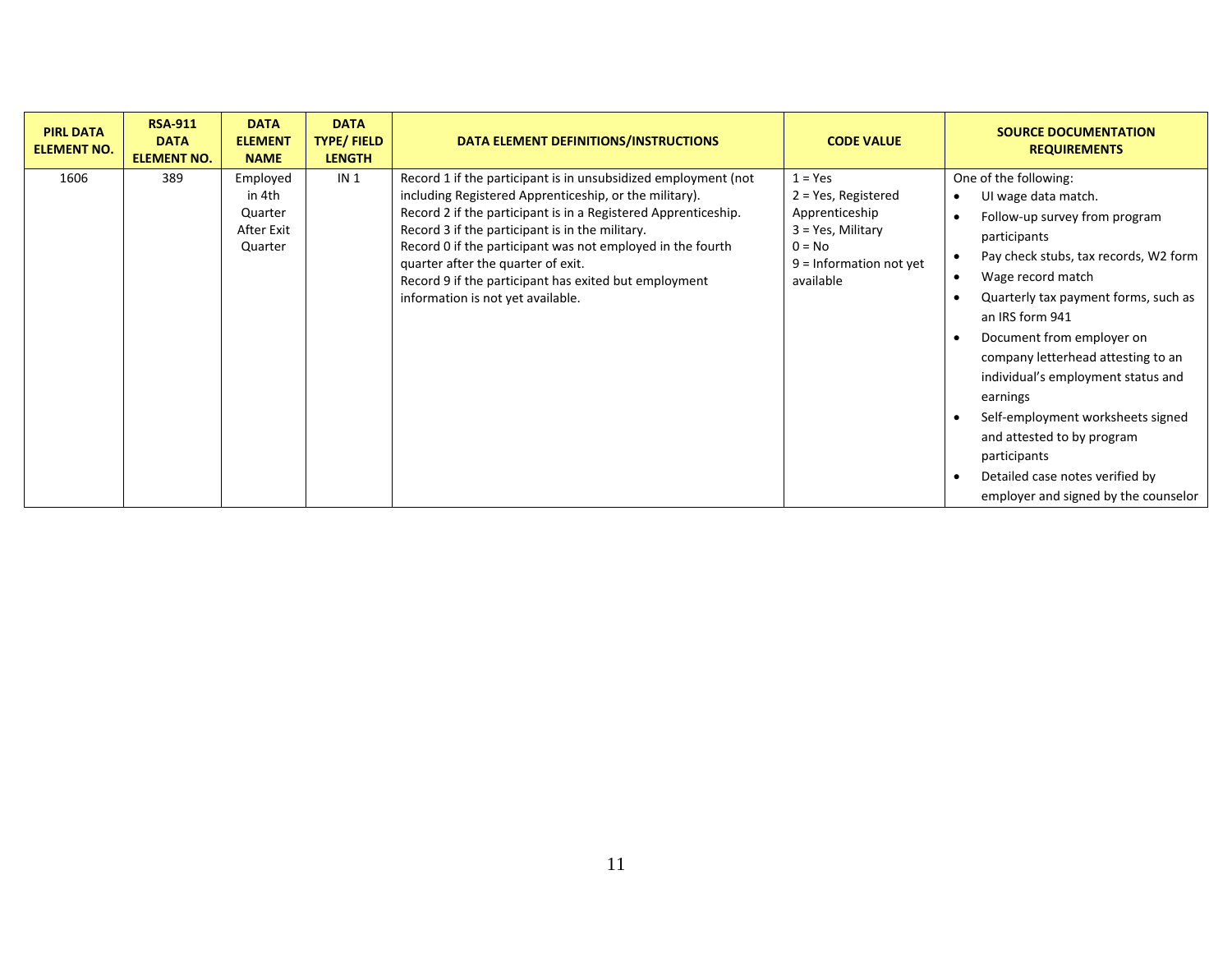| PIRL DATA ELEMENT NO. | RSA-911 DATA ELEMENT NO. | DATA ELEMENT NAME | DATA TYPE/ FIELD LENGTH | DATA ELEMENT DEFINITIONS/INSTRUCTIONS | CODE VALUE | SOURCE DOCUMENTATION REQUIREMENTS |
|---|---|---|---|---|---|---|
| 1606 | 389 | Employed in 4th Quarter After Exit Quarter | IN 1 | Record 1 if the participant is in unsubsidized employment (not including Registered Apprenticeship, or the military).<br>Record 2 if the participant is in a Registered Apprenticeship.<br>Record 3 if the participant is in the military.<br>Record 0 if the participant was not employed in the fourth quarter after the quarter of exit.<br>Record 9 if the participant has exited but employment information is not yet available. | 1 = Yes<br>2 = Yes, Registered Apprenticeship<br>3 = Yes, Military<br>0 = No<br>9 = Information not yet available | One of the following:<br>• UI wage data match.<br>• Follow-up survey from program participants<br>• Pay check stubs, tax records, W2 form<br>• Wage record match<br>• Quarterly tax payment forms, such as an IRS form 941<br>• Document from employer on company letterhead attesting to an individual's employment status and earnings<br>• Self-employment worksheets signed and attested to by program participants<br>• Detailed case notes verified by employer and signed by the counselor |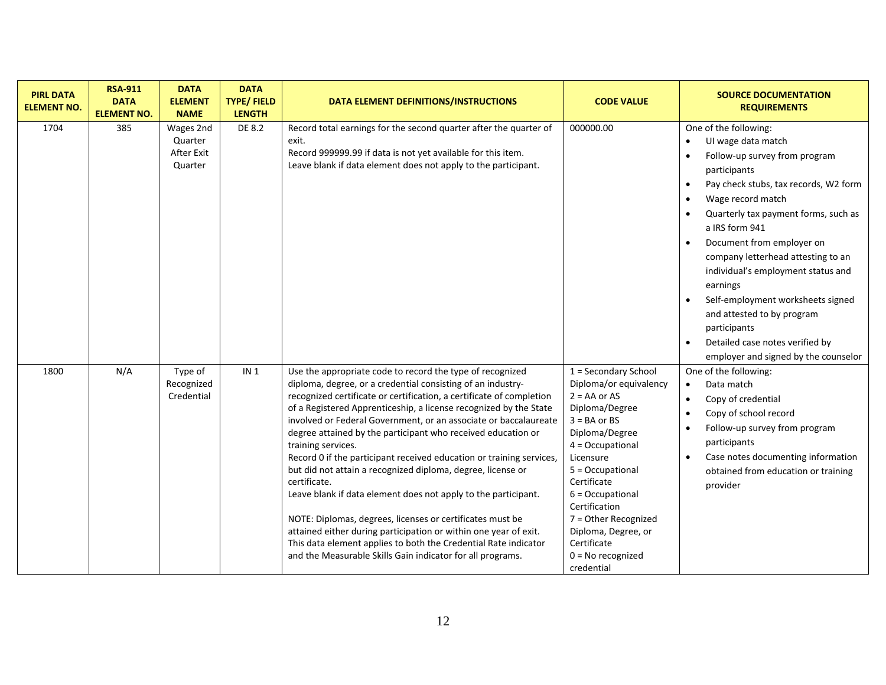| PIRL DATA ELEMENT NO. | RSA-911 DATA ELEMENT NO. | DATA ELEMENT NAME | DATA TYPE/ FIELD LENGTH | DATA ELEMENT DEFINITIONS/INSTRUCTIONS | CODE VALUE | SOURCE DOCUMENTATION REQUIREMENTS |
|---|---|---|---|---|---|---|
| 1704 | 385 | Wages 2nd Quarter After Exit Quarter | DE 8.2 | Record total earnings for the second quarter after the quarter of exit.<br>Record 999999.99 if data is not yet available for this item.<br>Leave blank if data element does not apply to the participant. | 000000.00 | One of the following:<br>• UI wage data match<br>• Follow-up survey from program participants<br>• Pay check stubs, tax records, W2 form<br>• Wage record match<br>• Quarterly tax payment forms, such as a IRS form 941<br>• Document from employer on company letterhead attesting to an individual's employment status and earnings<br>• Self-employment worksheets signed and attested to by program participants<br>• Detailed case notes verified by employer and signed by the counselor |
| 1800 | N/A | Type of Recognized Credential | IN 1 | Use the appropriate code to record the type of recognized diploma, degree, or a credential consisting of an industry-recognized certificate or certification, a certificate of completion of a Registered Apprenticeship, a license recognized by the State involved or Federal Government, or an associate or baccalaureate degree attained by the participant who received education or training services.<br>Record 0 if the participant received education or training services, but did not attain a recognized diploma, degree, license or certificate.<br>Leave blank if data element does not apply to the participant.<br><br>NOTE: Diplomas, degrees, licenses or certificates must be attained either during participation or within one year of exit. This data element applies to both the Credential Rate indicator and the Measurable Skills Gain indicator for all programs. | 1 = Secondary School Diploma/or equivalency<br>2 = AA or AS Diploma/Degree<br>3 = BA or BS Diploma/Degree<br>4 = Occupational Licensure<br>5 = Occupational Certificate<br>6 = Occupational Certification<br>7 = Other Recognized Diploma, Degree, or Certificate<br>0 = No recognized credential | One of the following:<br>• Data match<br>• Copy of credential<br>• Copy of school record<br>• Follow-up survey from program participants<br>• Case notes documenting information obtained from education or training provider |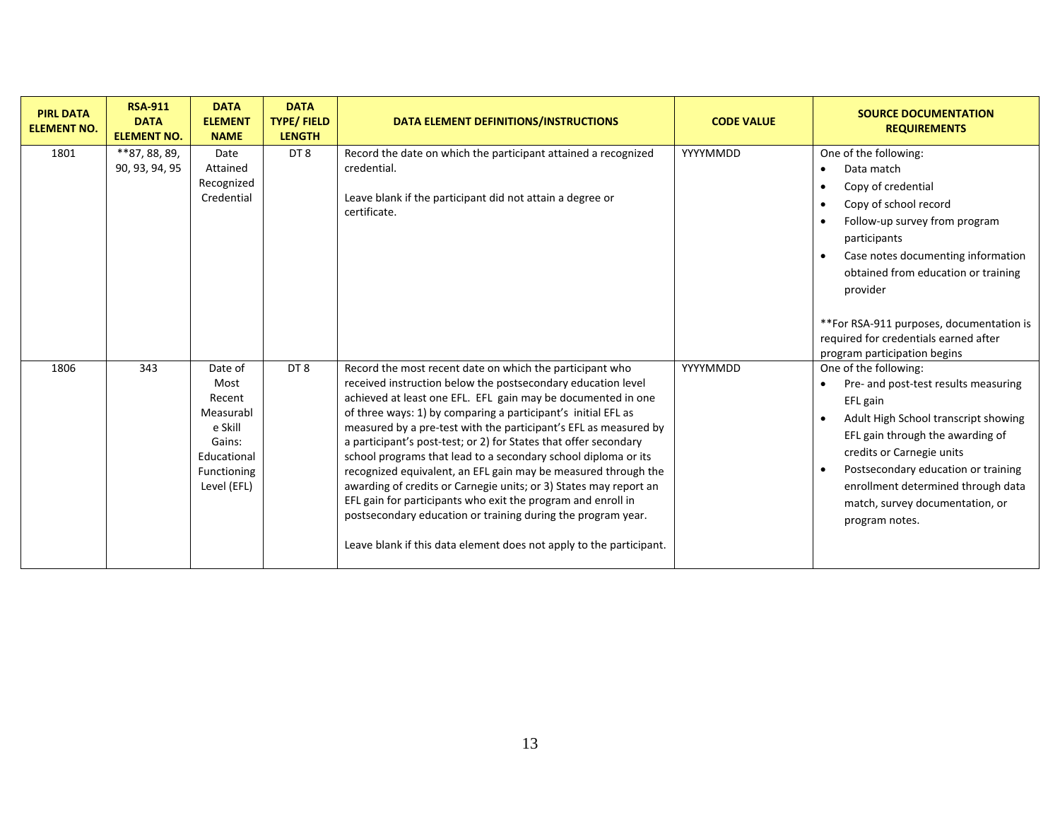| PIRL DATA ELEMENT NO. | RSA-911 DATA ELEMENT NO. | DATA ELEMENT NAME | DATA TYPE/ FIELD LENGTH | DATA ELEMENT DEFINITIONS/INSTRUCTIONS | CODE VALUE | SOURCE DOCUMENTATION REQUIREMENTS |
|---|---|---|---|---|---|---|
| 1801 | **87, 88, 89, 90, 93, 94, 95 | Date Attained Recognized Credential | DT 8 | Record the date on which the participant attained a recognized credential.<br><br>Leave blank if the participant did not attain a degree or certificate. | YYYYMMDD | One of the following:<br>• Data match<br>• Copy of credential<br>• Copy of school record<br>• Follow-up survey from program participants<br>• Case notes documenting information obtained from education or training provider<br><br>**For RSA-911 purposes, documentation is required for credentials earned after program participation begins |
| 1806 | 343 | Date of Most Recent Measurable Skill Gains: Educational Functioning Level (EFL) | DT 8 | Record the most recent date on which the participant who received instruction below the postsecondary education level achieved at least one EFL. EFL gain may be documented in one of three ways: 1) by comparing a participant's initial EFL as measured by a pre-test with the participant's EFL as measured by a participant's post-test; or 2) for States that offer secondary school programs that lead to a secondary school diploma or its recognized equivalent, an EFL gain may be measured through the awarding of credits or Carnegie units; or 3) States may report an EFL gain for participants who exit the program and enroll in postsecondary education or training during the program year.<br><br>Leave blank if this data element does not apply to the participant. | YYYYMMDD | One of the following:<br>• Pre- and post-test results measuring EFL gain<br>• Adult High School transcript showing EFL gain through the awarding of credits or Carnegie units<br>• Postsecondary education or training enrollment determined through data match, survey documentation, or program notes. |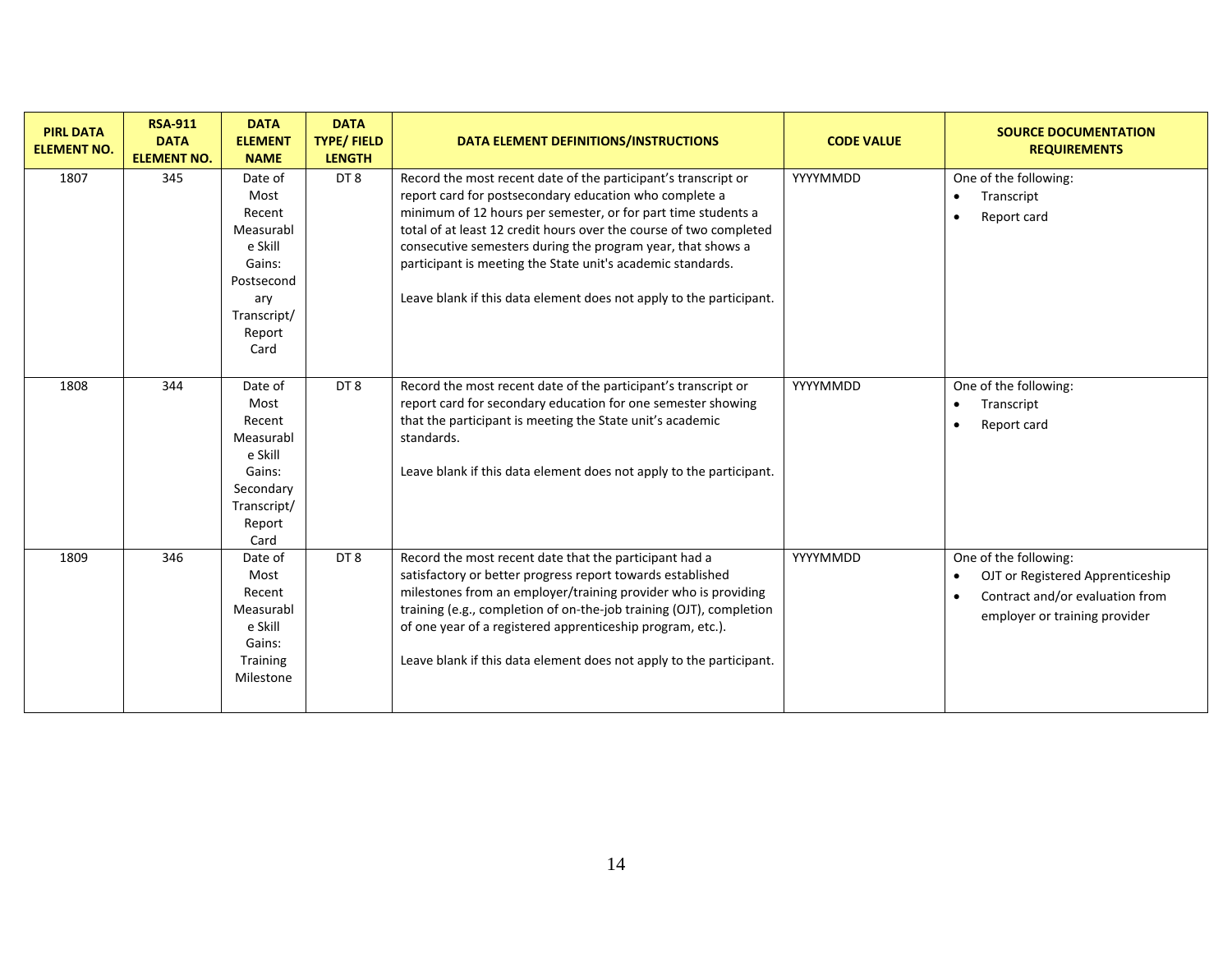| PIRL DATA ELEMENT NO. | RSA-911 DATA ELEMENT NO. | DATA ELEMENT NAME | DATA TYPE/ FIELD LENGTH | DATA ELEMENT DEFINITIONS/INSTRUCTIONS | CODE VALUE | SOURCE DOCUMENTATION REQUIREMENTS |
|---|---|---|---|---|---|---|
| 1807 | 345 | Date of Most Recent Measurable Skill Gains: Postsecondary Transcript/ Report Card | DT 8 | Record the most recent date of the participant's transcript or report card for postsecondary education who complete a minimum of 12 hours per semester, or for part time students a total of at least 12 credit hours over the course of two completed consecutive semesters during the program year, that shows a participant is meeting the State unit's academic standards.<br><br>Leave blank if this data element does not apply to the participant. | YYYYMMDD | One of the following:<br>• Transcript<br>• Report card |
| 1808 | 344 | Date of Most Recent Measurable Skill Gains: Secondary Transcript/ Report Card | DT 8 | Record the most recent date of the participant's transcript or report card for secondary education for one semester showing that the participant is meeting the State unit's academic standards.<br><br>Leave blank if this data element does not apply to the participant. | YYYYMMDD | One of the following:<br>• Transcript<br>• Report card |
| 1809 | 346 | Date of Most Recent Measurable Skill Gains: Training Milestone | DT 8 | Record the most recent date that the participant had a satisfactory or better progress report towards established milestones from an employer/training provider who is providing training (e.g., completion of on-the-job training (OJT), completion of one year of a registered apprenticeship program, etc.).<br><br>Leave blank if this data element does not apply to the participant. | YYYYMMDD | One of the following:<br>• OJT or Registered Apprenticeship<br>• Contract and/or evaluation from employer or training provider |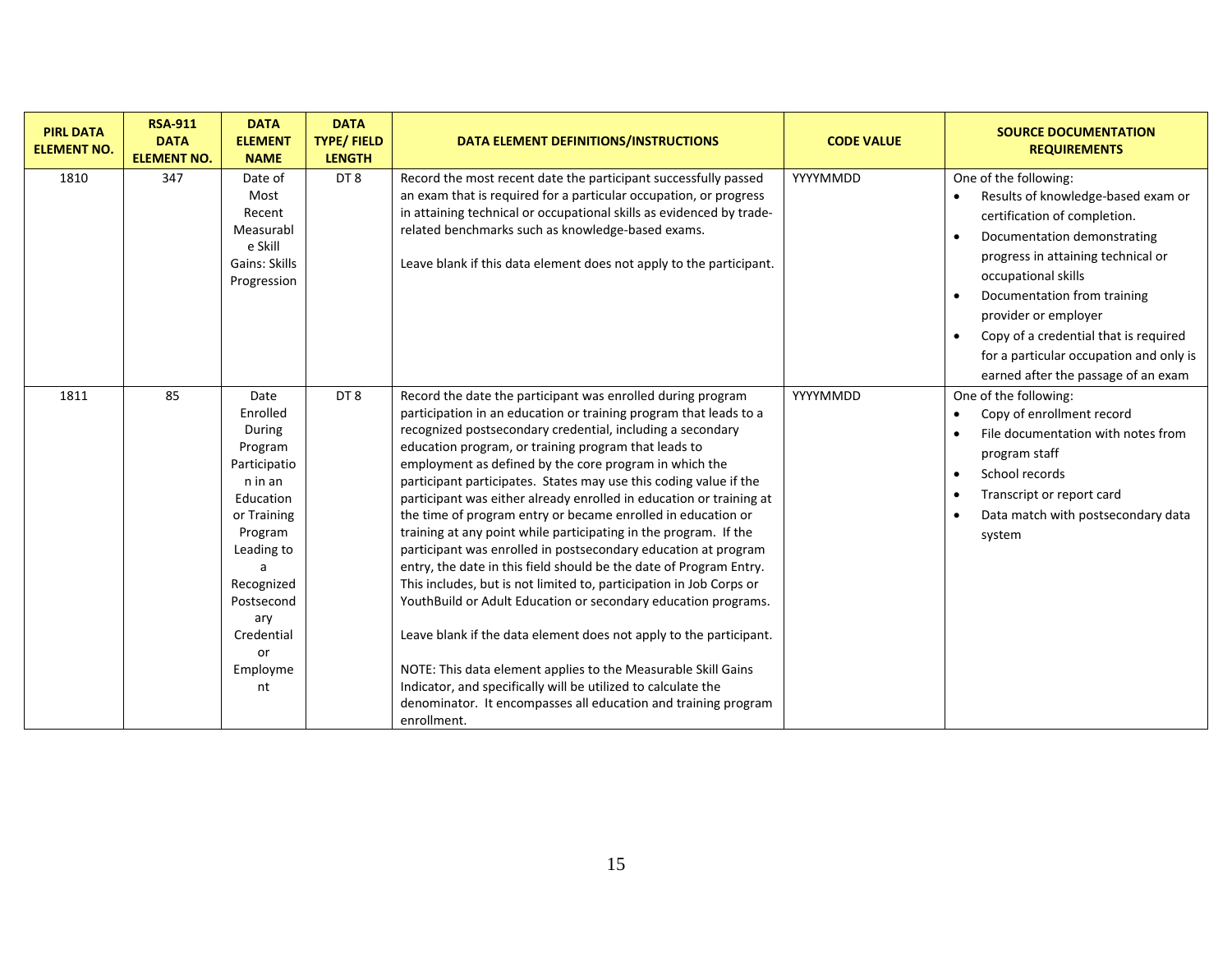| PIRL DATA ELEMENT NO. | RSA-911 DATA ELEMENT NO. | DATA ELEMENT NAME | DATA TYPE/ FIELD LENGTH | DATA ELEMENT DEFINITIONS/INSTRUCTIONS | CODE VALUE | SOURCE DOCUMENTATION REQUIREMENTS |
|---|---|---|---|---|---|---|
| 1810 | 347 | Date of Most Recent Measurable Skill Gains: Skills Progression | DT 8 | Record the most recent date the participant successfully passed an exam that is required for a particular occupation, or progress in attaining technical or occupational skills as evidenced by trade-related benchmarks such as knowledge-based exams.<br><br>Leave blank if this data element does not apply to the participant. | YYYYMMDD | One of the following:<br>• Results of knowledge-based exam or certification of completion.<br>• Documentation demonstrating progress in attaining technical or occupational skills<br>• Documentation from training provider or employer<br>• Copy of a credential that is required for a particular occupation and only is earned after the passage of an exam |
| 1811 | 85 | Date Enrolled During Program Participation in an Education or Training Program Leading to a Recognized Postsecondary Credential or Employment | DT 8 | Record the date the participant was enrolled during program participation in an education or training program that leads to a recognized postsecondary credential, including a secondary education program, or training program that leads to employment as defined by the core program in which the participant participates. States may use this coding value if the participant was either already enrolled in education or training at the time of program entry or became enrolled in education or training at any point while participating in the program. If the participant was enrolled in postsecondary education at program entry, the date in this field should be the date of Program Entry. This includes, but is not limited to, participation in Job Corps or YouthBuild or Adult Education or secondary education programs.<br><br>Leave blank if the data element does not apply to the participant.<br><br>NOTE: This data element applies to the Measurable Skill Gains Indicator, and specifically will be utilized to calculate the denominator. It encompasses all education and training program enrollment. | YYYYMMDD | One of the following:<br>• Copy of enrollment record<br>• File documentation with notes from program staff<br>• School records<br>• Transcript or report card<br>• Data match with postsecondary data system |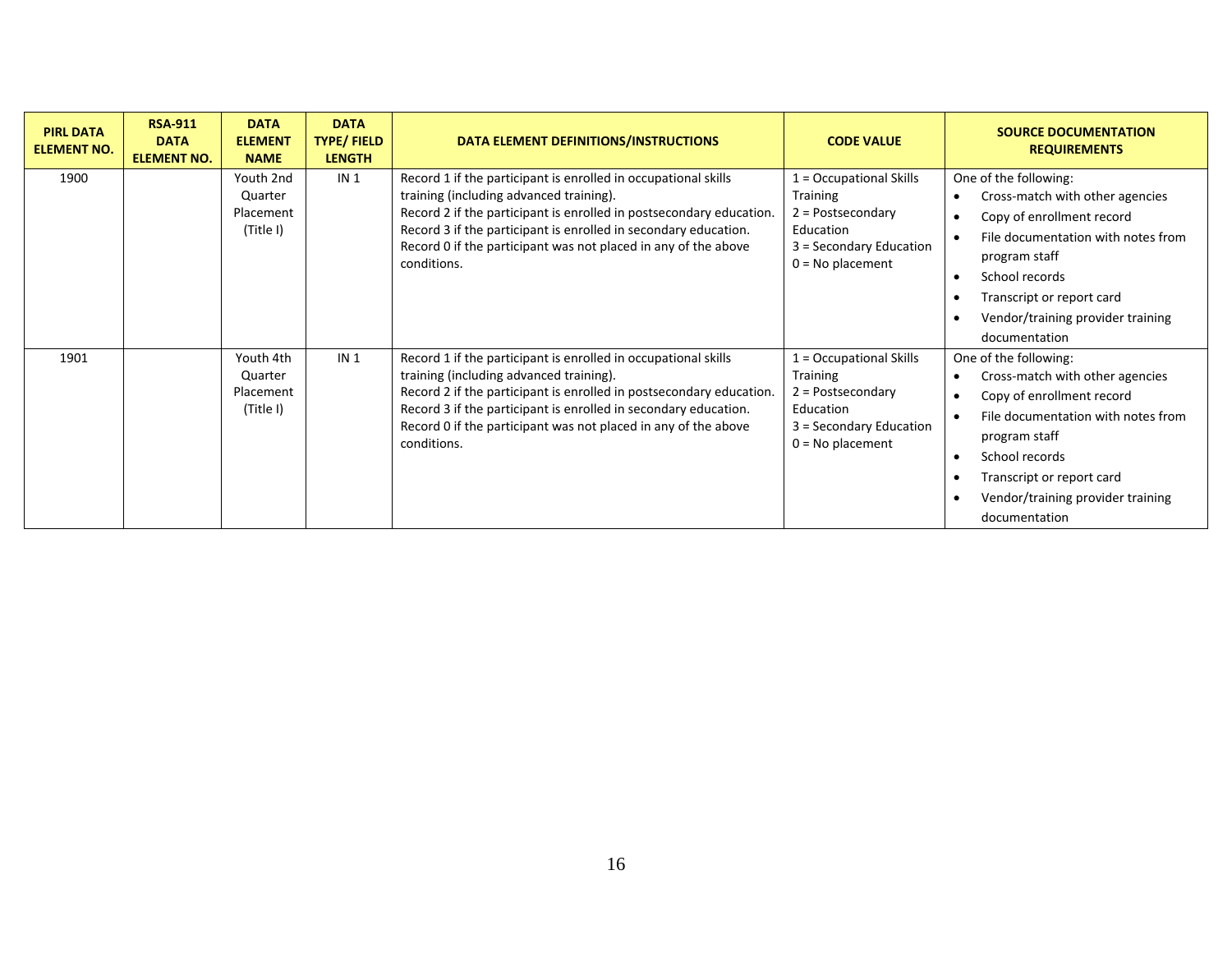| PIRL DATA ELEMENT NO. | RSA-911 DATA ELEMENT NO. | DATA ELEMENT NAME | DATA TYPE/ FIELD LENGTH | DATA ELEMENT DEFINITIONS/INSTRUCTIONS | CODE VALUE | SOURCE DOCUMENTATION REQUIREMENTS |
|---|---|---|---|---|---|---|
| 1900 | | Youth 2nd Quarter Placement (Title I) | IN 1 | Record 1 if the participant is enrolled in occupational skills training (including advanced training).<br>Record 2 if the participant is enrolled in postsecondary education.<br>Record 3 if the participant is enrolled in secondary education.<br>Record 0 if the participant was not placed in any of the above conditions. | 1 = Occupational Skills Training<br>2 = Postsecondary Education<br>3 = Secondary Education<br>0 = No placement | One of the following:<br>• Cross-match with other agencies<br>• Copy of enrollment record<br>• File documentation with notes from program staff<br>• School records<br>• Transcript or report card<br>• Vendor/training provider training documentation |
| 1901 | | Youth 4th Quarter Placement (Title I) | IN 1 | Record 1 if the participant is enrolled in occupational skills training (including advanced training).<br>Record 2 if the participant is enrolled in postsecondary education.<br>Record 3 if the participant is enrolled in secondary education.<br>Record 0 if the participant was not placed in any of the above conditions. | 1 = Occupational Skills Training<br>2 = Postsecondary Education<br>3 = Secondary Education<br>0 = No placement | One of the following:<br>• Cross-match with other agencies<br>• Copy of enrollment record<br>• File documentation with notes from program staff<br>• School records<br>• Transcript or report card<br>• Vendor/training provider training documentation |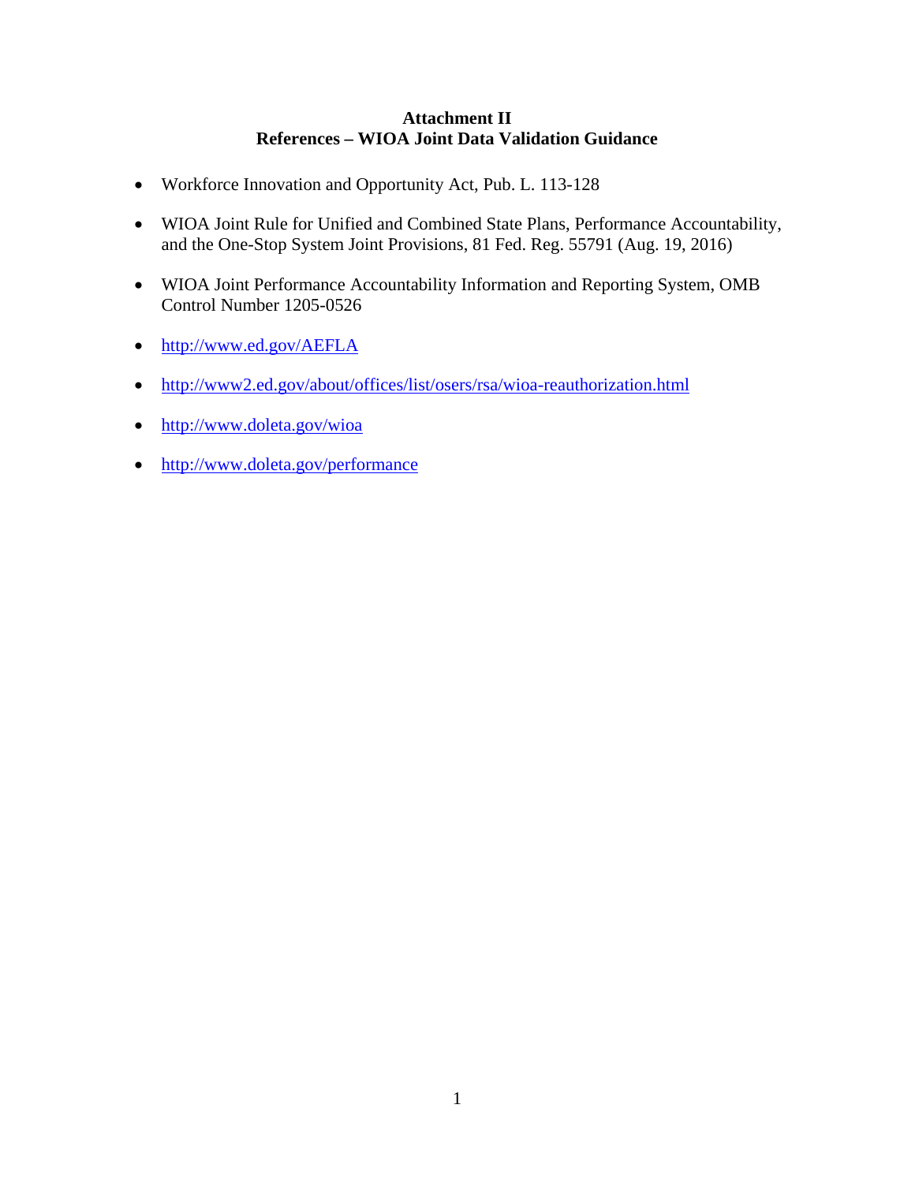**Attachment II**
**References – WIOA Joint Data Validation Guidance**

- Workforce Innovation and Opportunity Act, Pub. L. 113-128
- WIOA Joint Rule for Unified and Combined State Plans, Performance Accountability, and the One-Stop System Joint Provisions, 81 Fed. Reg. 55791 (Aug. 19, 2016)
- WIOA Joint Performance Accountability Information and Reporting System, OMB Control Number 1205-0526
- http://www.ed.gov/AEFLA
- http://www2.ed.gov/about/offices/list/osers/rsa/wioa-reauthorization.html
- http://www.doleta.gov/wioa
- http://www.doleta.gov/performance